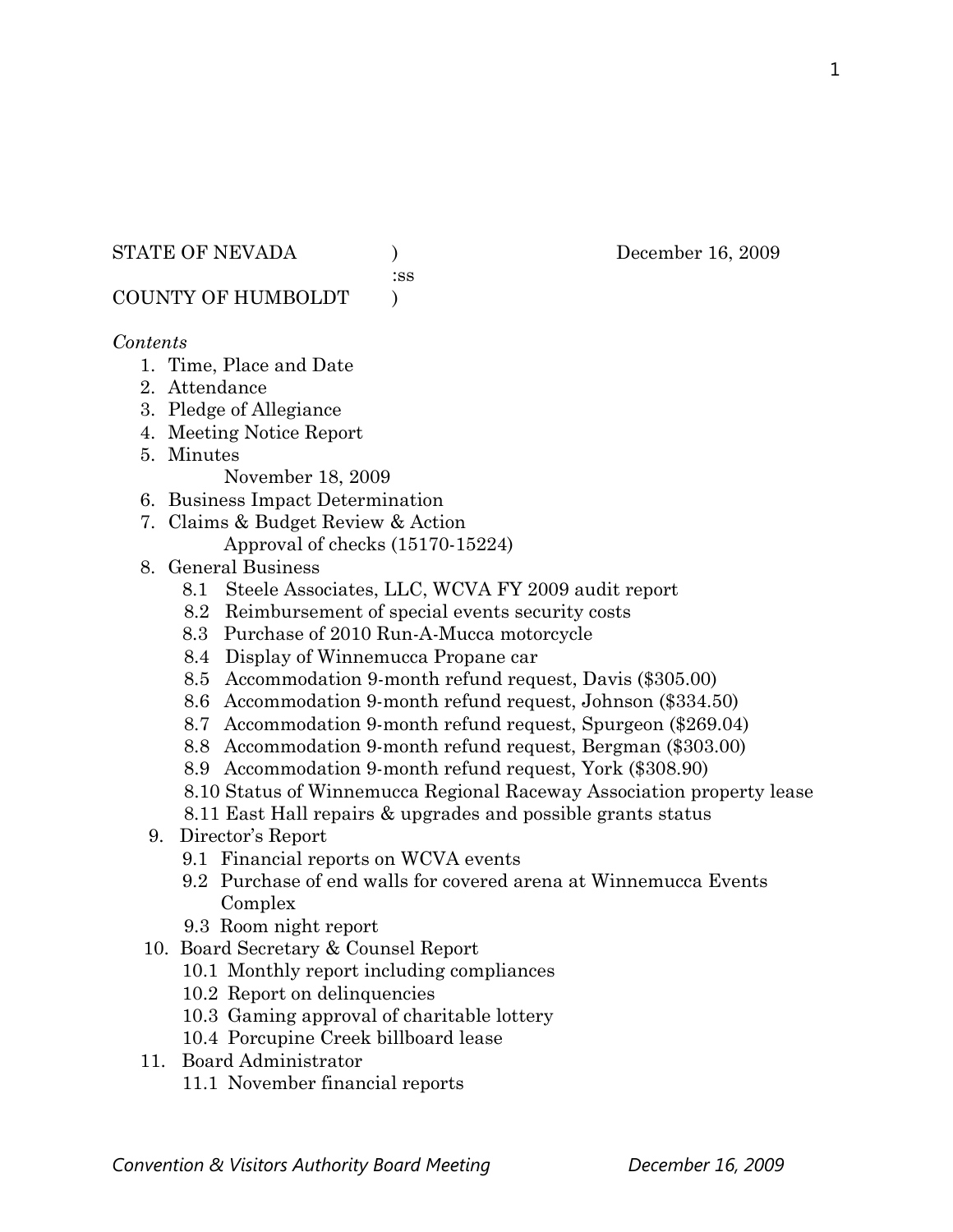STATE OF NEVADA ) December 16, 2009
:ss
COUNTY OF HUMBOLDT )

*Contents*

1. Time, Place and Date
2. Attendance
3. Pledge of Allegiance
4. Meeting Notice Report
5. Minutes
   - November 18, 2009
6. Business Impact Determination
7. Claims & Budget Review & Action
   - Approval of checks (15170-15224)
8. General Business
   - 8.1 Steele Associates, LLC, WCVA FY 2009 audit report
   - 8.2 Reimbursement of special events security costs
   - 8.3 Purchase of 2010 Run-A-Mucca motorcycle
   - 8.4 Display of Winnemucca Propane car
   - 8.5 Accommodation 9-month refund request, Davis ($305.00)
   - 8.6 Accommodation 9-month refund request, Johnson ($334.50)
   - 8.7 Accommodation 9-month refund request, Spurgeon ($269.04)
   - 8.8 Accommodation 9-month refund request, Bergman ($303.00)
   - 8.9 Accommodation 9-month refund request, York ($308.90)
   - 8.10 Status of Winnemucca Regional Raceway Association property lease
   - 8.11 East Hall repairs & upgrades and possible grants status
9. Director's Report
   - 9.1 Financial reports on WCVA events
   - 9.2 Purchase of end walls for covered arena at Winnemucca Events Complex
   - 9.3 Room night report
10. Board Secretary & Counsel Report
    - 10.1 Monthly report including compliances
    - 10.2 Report on delinquencies
    - 10.3 Gaming approval of charitable lottery
    - 10.4 Porcupine Creek billboard lease
11. Board Administrator
    - 11.1 November financial reports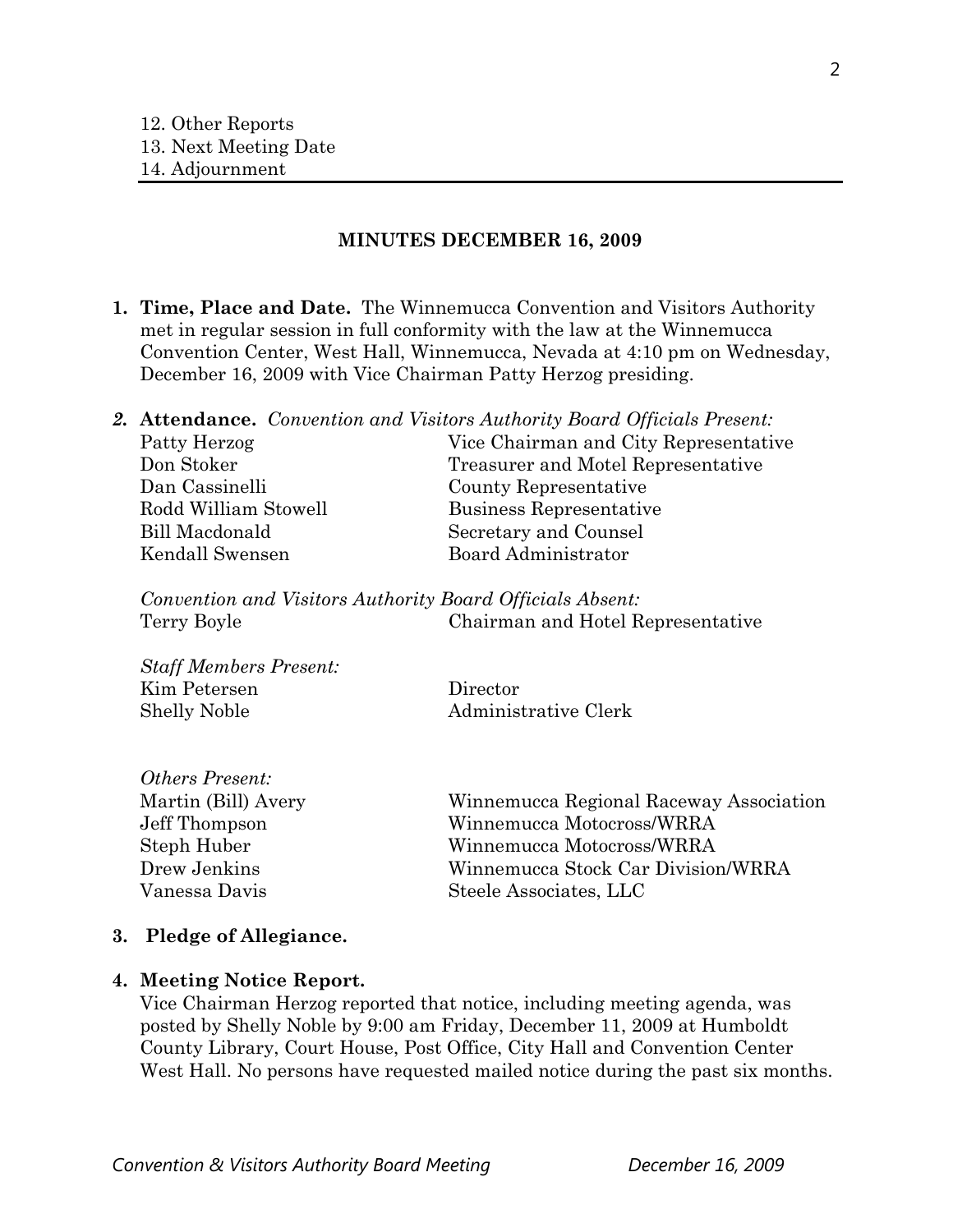12. Other Reports
13. Next Meeting Date
14. Adjournment

---

## MINUTES DECEMBER 16, 2009

1. **Time, Place and Date.** The Winnemucca Convention and Visitors Authority met in regular session in full conformity with the law at the Winnemucca Convention Center, West Hall, Winnemucca, Nevada at 4:10 pm on Wednesday, December 16, 2009 with Vice Chairman Patty Herzog presiding.

2. **Attendance.** *Convention and Visitors Authority Board Officials Present:*

| | |
|---|---|
| Patty Herzog | Vice Chairman and City Representative |
| Don Stoker | Treasurer and Motel Representative |
| Dan Cassinelli | County Representative |
| Rodd William Stowell | Business Representative |
| Bill Macdonald | Secretary and Counsel |
| Kendall Swensen | Board Administrator |

*Convention and Visitors Authority Board Officials Absent:*

| | |
|---|---|
| Terry Boyle | Chairman and Hotel Representative |

*Staff Members Present:*

| | |
|---|---|
| Kim Petersen | Director |
| Shelly Noble | Administrative Clerk |

*Others Present:*

| | |
|---|---|
| Martin (Bill) Avery | Winnemucca Regional Raceway Association |
| Jeff Thompson | Winnemucca Motocross/WRRA |
| Steph Huber | Winnemucca Motocross/WRRA |
| Drew Jenkins | Winnemucca Stock Car Division/WRRA |
| Vanessa Davis | Steele Associates, LLC |

3. **Pledge of Allegiance.**

4. **Meeting Notice Report.**
Vice Chairman Herzog reported that notice, including meeting agenda, was posted by Shelly Noble by 9:00 am Friday, December 11, 2009 at Humboldt County Library, Court House, Post Office, City Hall and Convention Center West Hall. No persons have requested mailed notice during the past six months.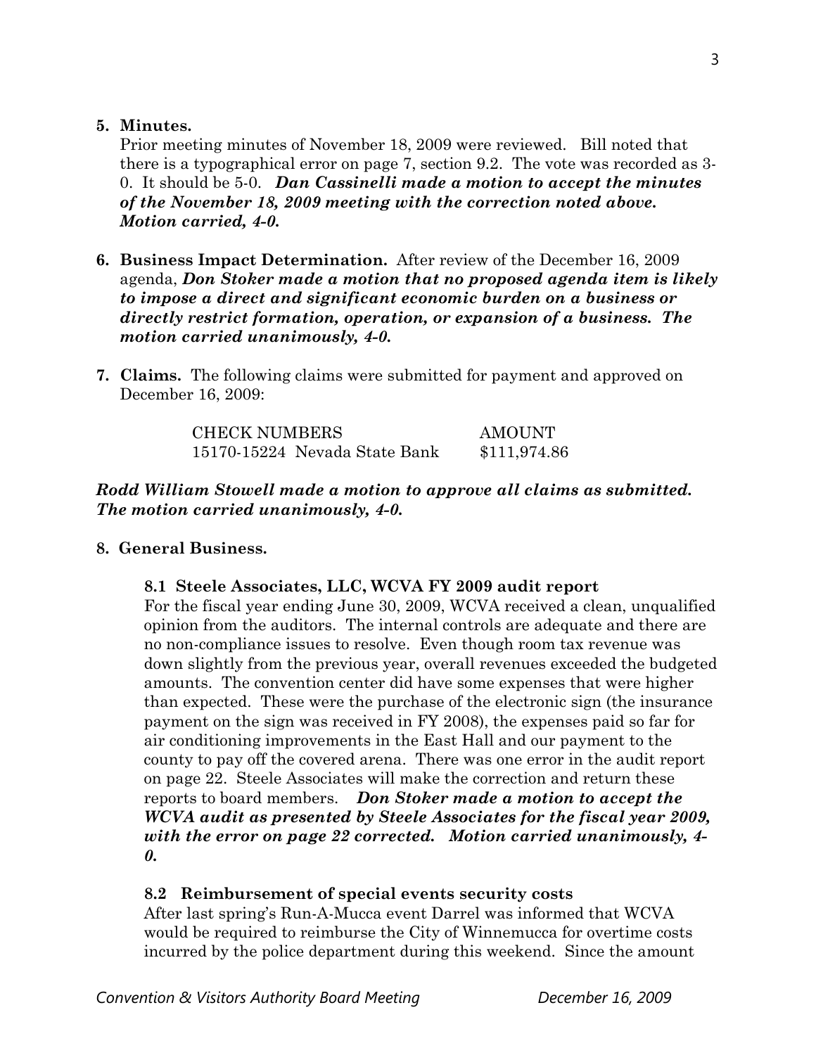**5. Minutes.**

Prior meeting minutes of November 18, 2009 were reviewed. Bill noted that there is a typographical error on page 7, section 9.2. The vote was recorded as 3-0. It should be 5-0. ***Dan Cassinelli made a motion to accept the minutes of the November 18, 2009 meeting with the correction noted above. Motion carried, 4-0.***

**6. Business Impact Determination.** After review of the December 16, 2009 agenda, ***Don Stoker made a motion that no proposed agenda item is likely to impose a direct and significant economic burden on a business or directly restrict formation, operation, or expansion of a business. The motion carried unanimously, 4-0.***

**7. Claims.** The following claims were submitted for payment and approved on December 16, 2009:

| CHECK NUMBERS | AMOUNT |
|---|---|
| 15170-15224 Nevada State Bank | $111,974.86 |

***Rodd William Stowell made a motion to approve all claims as submitted. The motion carried unanimously, 4-0.***

**8. General Business.**

**8.1 Steele Associates, LLC, WCVA FY 2009 audit report**

For the fiscal year ending June 30, 2009, WCVA received a clean, unqualified opinion from the auditors. The internal controls are adequate and there are no non-compliance issues to resolve. Even though room tax revenue was down slightly from the previous year, overall revenues exceeded the budgeted amounts. The convention center did have some expenses that were higher than expected. These were the purchase of the electronic sign (the insurance payment on the sign was received in FY 2008), the expenses paid so far for air conditioning improvements in the East Hall and our payment to the county to pay off the covered arena. There was one error in the audit report on page 22. Steele Associates will make the correction and return these reports to board members. ***Don Stoker made a motion to accept the WCVA audit as presented by Steele Associates for the fiscal year 2009, with the error on page 22 corrected. Motion carried unanimously, 4-0.***

**8.2 Reimbursement of special events security costs**

After last spring's Run-A-Mucca event Darrel was informed that WCVA would be required to reimburse the City of Winnemucca for overtime costs incurred by the police department during this weekend. Since the amount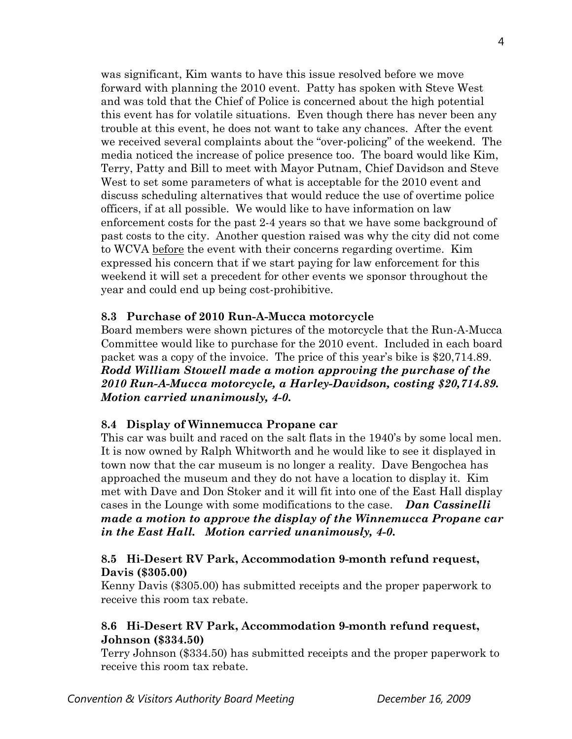was significant, Kim wants to have this issue resolved before we move forward with planning the 2010 event. Patty has spoken with Steve West and was told that the Chief of Police is concerned about the high potential this event has for volatile situations. Even though there has never been any trouble at this event, he does not want to take any chances. After the event we received several complaints about the "over-policing" of the weekend. The media noticed the increase of police presence too. The board would like Kim, Terry, Patty and Bill to meet with Mayor Putnam, Chief Davidson and Steve West to set some parameters of what is acceptable for the 2010 event and discuss scheduling alternatives that would reduce the use of overtime police officers, if at all possible. We would like to have information on law enforcement costs for the past 2-4 years so that we have some background of past costs to the city. Another question raised was why the city did not come to WCVA <u>before</u> the event with their concerns regarding overtime. Kim expressed his concern that if we start paying for law enforcement for this weekend it will set a precedent for other events we sponsor throughout the year and could end up being cost-prohibitive.

### 8.3 Purchase of 2010 Run-A-Mucca motorcycle

Board members were shown pictures of the motorcycle that the Run-A-Mucca Committee would like to purchase for the 2010 event. Included in each board packet was a copy of the invoice. The price of this year's bike is $20,714.89. ***Rodd William Stowell made a motion approving the purchase of the 2010 Run-A-Mucca motorcycle, a Harley-Davidson, costing $20,714.89. Motion carried unanimously, 4-0.***

### 8.4 Display of Winnemucca Propane car

This car was built and raced on the salt flats in the 1940's by some local men. It is now owned by Ralph Whitworth and he would like to see it displayed in town now that the car museum is no longer a reality. Dave Bengochea has approached the museum and they do not have a location to display it. Kim met with Dave and Don Stoker and it will fit into one of the East Hall display cases in the Lounge with some modifications to the case. ***Dan Cassinelli made a motion to approve the display of the Winnemucca Propane car in the East Hall. Motion carried unanimously, 4-0.***

### 8.5 Hi-Desert RV Park, Accommodation 9-month refund request, Davis ($305.00)

Kenny Davis ($305.00) has submitted receipts and the proper paperwork to receive this room tax rebate.

### 8.6 Hi-Desert RV Park, Accommodation 9-month refund request, Johnson ($334.50)

Terry Johnson ($334.50) has submitted receipts and the proper paperwork to receive this room tax rebate.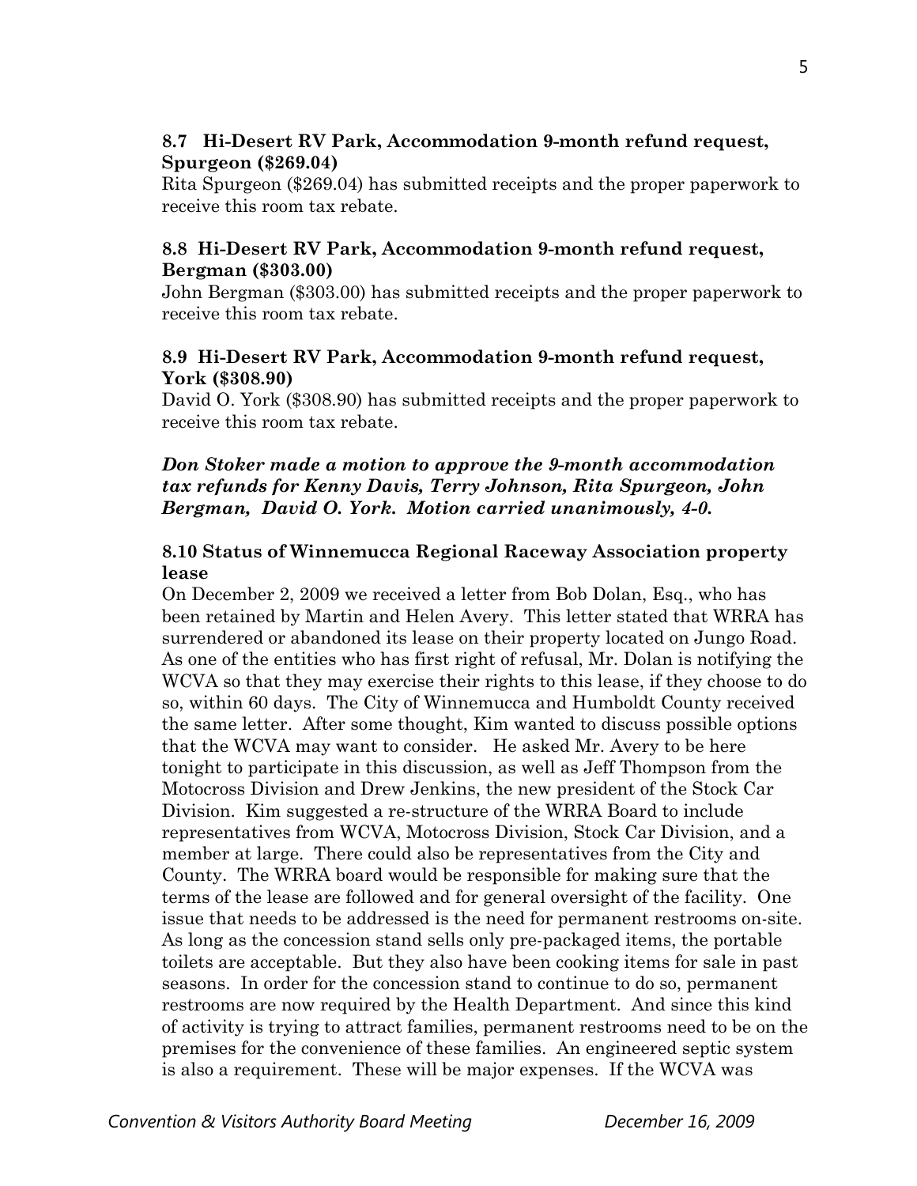### 8.7 Hi-Desert RV Park, Accommodation 9-month refund request, Spurgeon ($269.04)

Rita Spurgeon ($269.04) has submitted receipts and the proper paperwork to receive this room tax rebate.

### 8.8 Hi-Desert RV Park, Accommodation 9-month refund request, Bergman ($303.00)

John Bergman ($303.00) has submitted receipts and the proper paperwork to receive this room tax rebate.

### 8.9 Hi-Desert RV Park, Accommodation 9-month refund request, York ($308.90)

David O. York ($308.90) has submitted receipts and the proper paperwork to receive this room tax rebate.

***Don Stoker made a motion to approve the 9-month accommodation tax refunds for Kenny Davis, Terry Johnson, Rita Spurgeon, John Bergman, David O. York. Motion carried unanimously, 4-0.***

### 8.10 Status of Winnemucca Regional Raceway Association property lease

On December 2, 2009 we received a letter from Bob Dolan, Esq., who has been retained by Martin and Helen Avery. This letter stated that WRRA has surrendered or abandoned its lease on their property located on Jungo Road. As one of the entities who has first right of refusal, Mr. Dolan is notifying the WCVA so that they may exercise their rights to this lease, if they choose to do so, within 60 days. The City of Winnemucca and Humboldt County received the same letter. After some thought, Kim wanted to discuss possible options that the WCVA may want to consider. He asked Mr. Avery to be here tonight to participate in this discussion, as well as Jeff Thompson from the Motocross Division and Drew Jenkins, the new president of the Stock Car Division. Kim suggested a re-structure of the WRRA Board to include representatives from WCVA, Motocross Division, Stock Car Division, and a member at large. There could also be representatives from the City and County. The WRRA board would be responsible for making sure that the terms of the lease are followed and for general oversight of the facility. One issue that needs to be addressed is the need for permanent restrooms on-site. As long as the concession stand sells only pre-packaged items, the portable toilets are acceptable. But they also have been cooking items for sale in past seasons. In order for the concession stand to continue to do so, permanent restrooms are now required by the Health Department. And since this kind of activity is trying to attract families, permanent restrooms need to be on the premises for the convenience of these families. An engineered septic system is also a requirement. These will be major expenses. If the WCVA was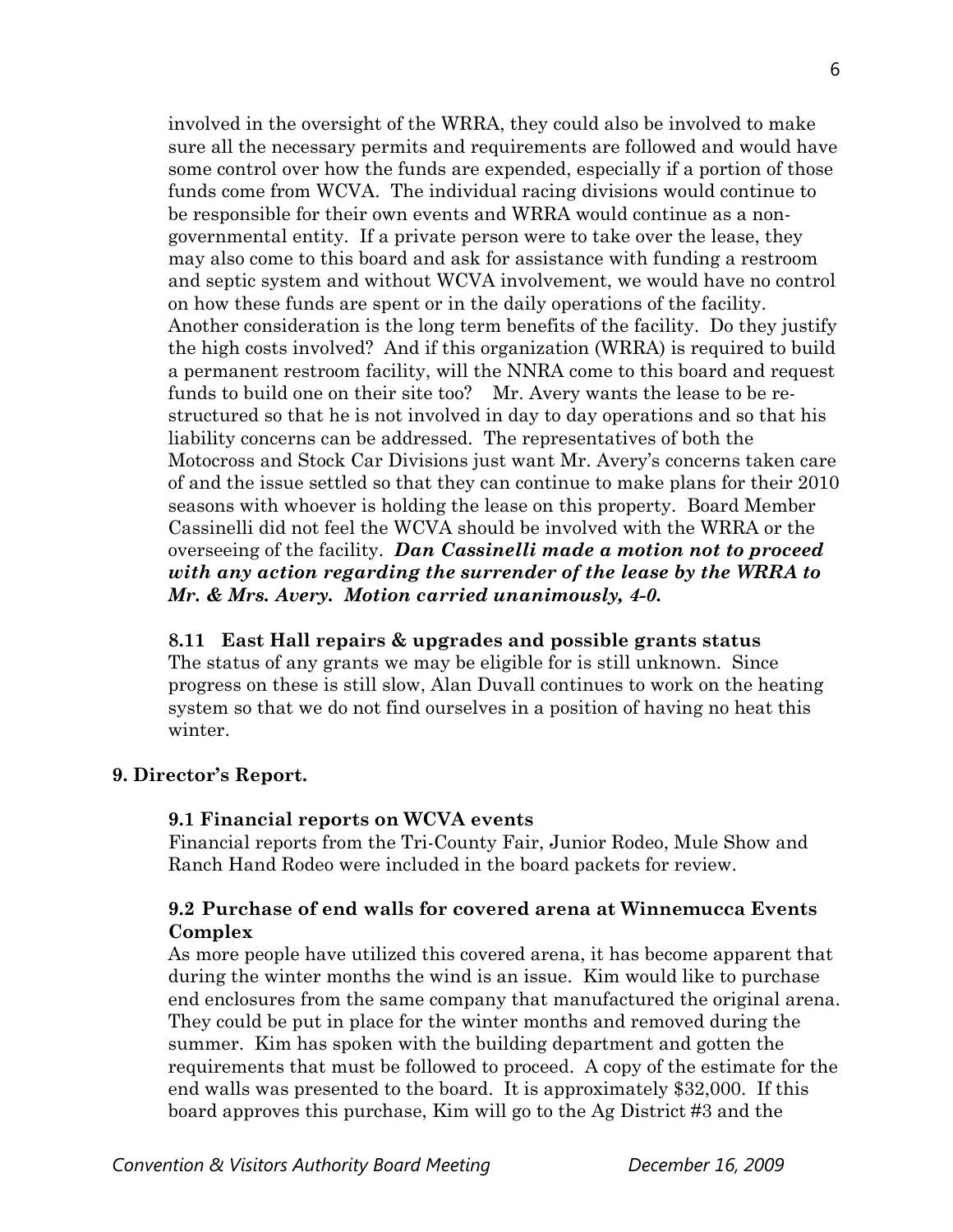involved in the oversight of the WRRA, they could also be involved to make sure all the necessary permits and requirements are followed and would have some control over how the funds are expended, especially if a portion of those funds come from WCVA. The individual racing divisions would continue to be responsible for their own events and WRRA would continue as a non-governmental entity. If a private person were to take over the lease, they may also come to this board and ask for assistance with funding a restroom and septic system and without WCVA involvement, we would have no control on how these funds are spent or in the daily operations of the facility. Another consideration is the long term benefits of the facility. Do they justify the high costs involved? And if this organization (WRRA) is required to build a permanent restroom facility, will the NNRA come to this board and request funds to build one on their site too? Mr. Avery wants the lease to be re-structured so that he is not involved in day to day operations and so that his liability concerns can be addressed. The representatives of both the Motocross and Stock Car Divisions just want Mr. Avery's concerns taken care of and the issue settled so that they can continue to make plans for their 2010 seasons with whoever is holding the lease on this property. Board Member Cassinelli did not feel the WCVA should be involved with the WRRA or the overseeing of the facility. ***Dan Cassinelli made a motion not to proceed with any action regarding the surrender of the lease by the WRRA to Mr. & Mrs. Avery. Motion carried unanimously, 4-0.***

**8.11 East Hall repairs & upgrades and possible grants status**
The status of any grants we may be eligible for is still unknown. Since progress on these is still slow, Alan Duvall continues to work on the heating system so that we do not find ourselves in a position of having no heat this winter.

## 9. Director's Report.

### 9.1 Financial reports on WCVA events

Financial reports from the Tri-County Fair, Junior Rodeo, Mule Show and Ranch Hand Rodeo were included in the board packets for review.

### 9.2 Purchase of end walls for covered arena at Winnemucca Events Complex

As more people have utilized this covered arena, it has become apparent that during the winter months the wind is an issue. Kim would like to purchase end enclosures from the same company that manufactured the original arena. They could be put in place for the winter months and removed during the summer. Kim has spoken with the building department and gotten the requirements that must be followed to proceed. A copy of the estimate for the end walls was presented to the board. It is approximately $32,000. If this board approves this purchase, Kim will go to the Ag District #3 and the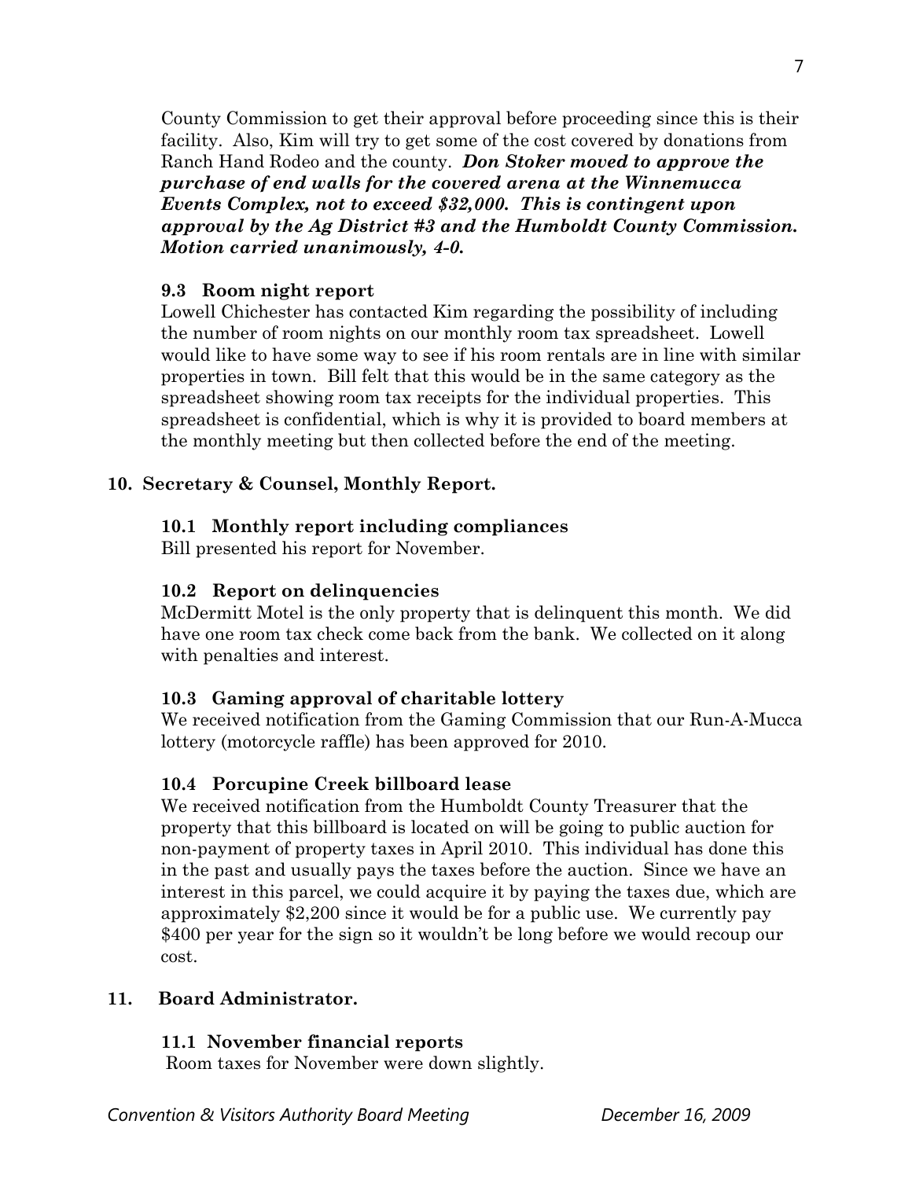County Commission to get their approval before proceeding since this is their facility. Also, Kim will try to get some of the cost covered by donations from Ranch Hand Rodeo and the county. ***Don Stoker moved to approve the purchase of end walls for the covered arena at the Winnemucca Events Complex, not to exceed $32,000. This is contingent upon approval by the Ag District #3 and the Humboldt County Commission. Motion carried unanimously, 4-0.***

### 9.3 Room night report

Lowell Chichester has contacted Kim regarding the possibility of including the number of room nights on our monthly room tax spreadsheet. Lowell would like to have some way to see if his room rentals are in line with similar properties in town. Bill felt that this would be in the same category as the spreadsheet showing room tax receipts for the individual properties. This spreadsheet is confidential, which is why it is provided to board members at the monthly meeting but then collected before the end of the meeting.

## 10. Secretary & Counsel, Monthly Report.

### 10.1 Monthly report including compliances

Bill presented his report for November.

### 10.2 Report on delinquencies

McDermitt Motel is the only property that is delinquent this month. We did have one room tax check come back from the bank. We collected on it along with penalties and interest.

### 10.3 Gaming approval of charitable lottery

We received notification from the Gaming Commission that our Run-A-Mucca lottery (motorcycle raffle) has been approved for 2010.

### 10.4 Porcupine Creek billboard lease

We received notification from the Humboldt County Treasurer that the property that this billboard is located on will be going to public auction for non-payment of property taxes in April 2010. This individual has done this in the past and usually pays the taxes before the auction. Since we have an interest in this parcel, we could acquire it by paying the taxes due, which are approximately $2,200 since it would be for a public use. We currently pay $400 per year for the sign so it wouldn't be long before we would recoup our cost.

## 11. Board Administrator.

### 11.1 November financial reports

Room taxes for November were down slightly.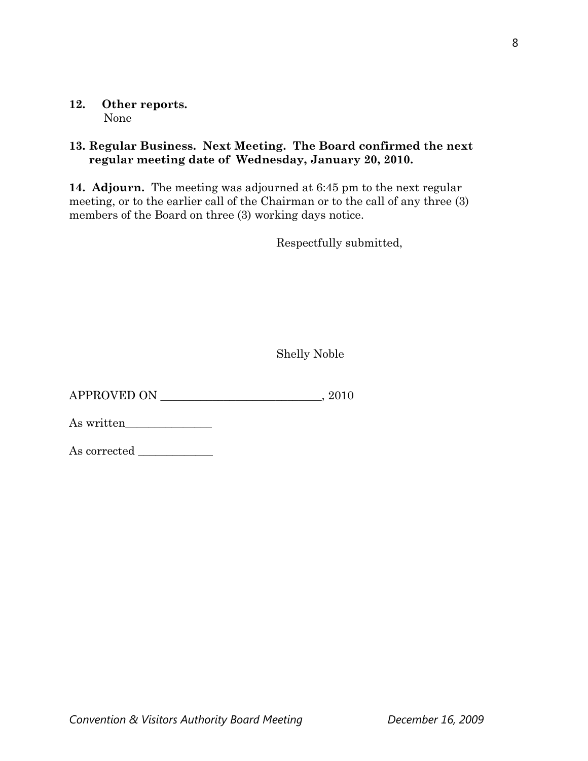**12. Other reports.**
None

**13. Regular Business. Next Meeting. The Board confirmed the next regular meeting date of Wednesday, January 20, 2010.**

**14. Adjourn.** The meeting was adjourned at 6:45 pm to the next regular meeting, or to the earlier call of the Chairman or to the call of any three (3) members of the Board on three (3) working days notice.

Respectfully submitted,

Shelly Noble

APPROVED ON ____________________________, 2010

As written_______________

As corrected _____________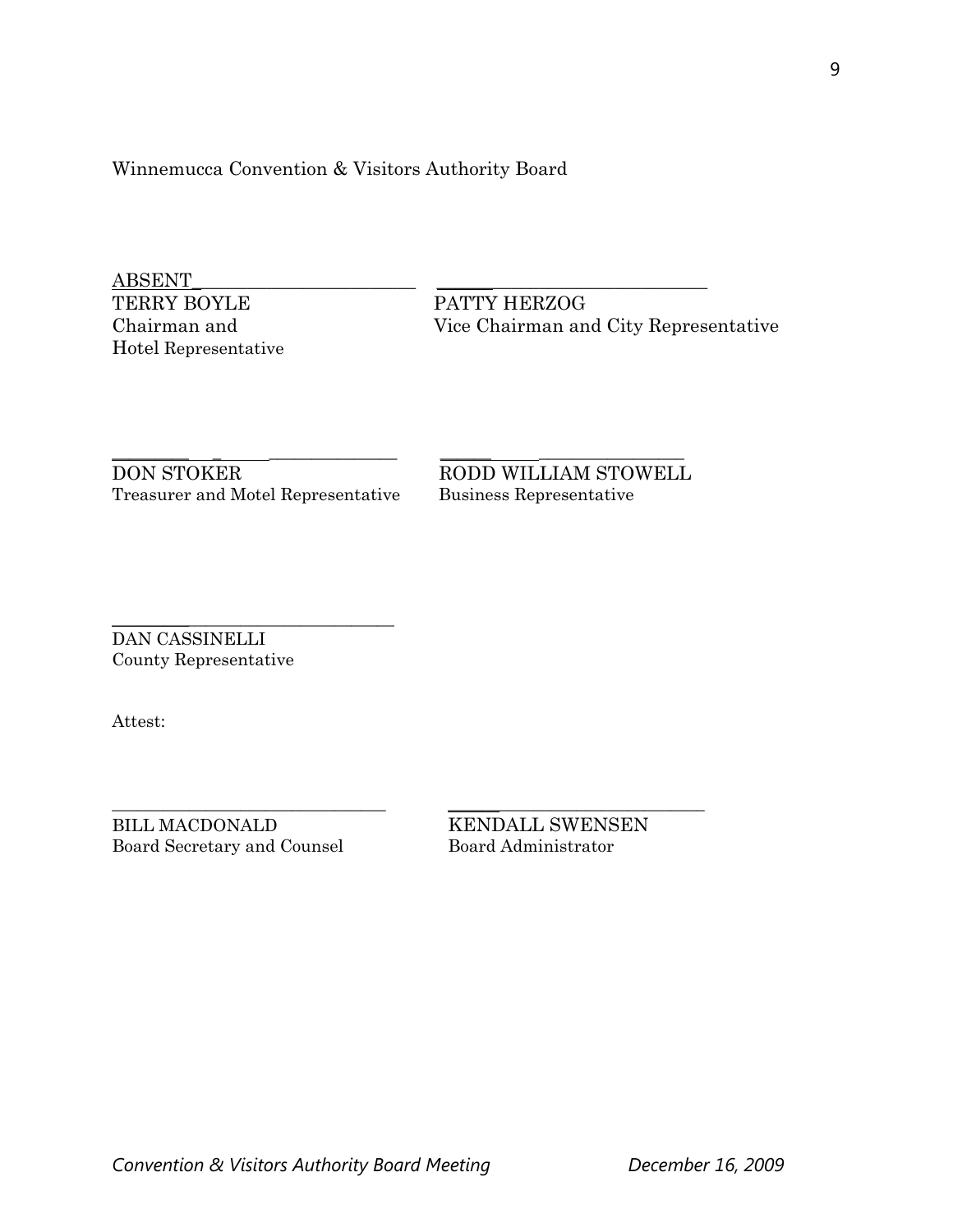Winnemucca Convention & Visitors Authority Board

ABSENT________________________

TERRY BOYLE
Chairman and
Hotel Representative

______________________________

PATTY HERZOG
Vice Chairman and City Representative

______________________________

DON STOKER
Treasurer and Motel Representative

______________________________

RODD WILLIAM STOWELL
Business Representative

______________________________

DAN CASSINELLI
County Representative

Attest:

______________________________

BILL MACDONALD
Board Secretary and Counsel

______________________________

KENDALL SWENSEN
Board Administrator